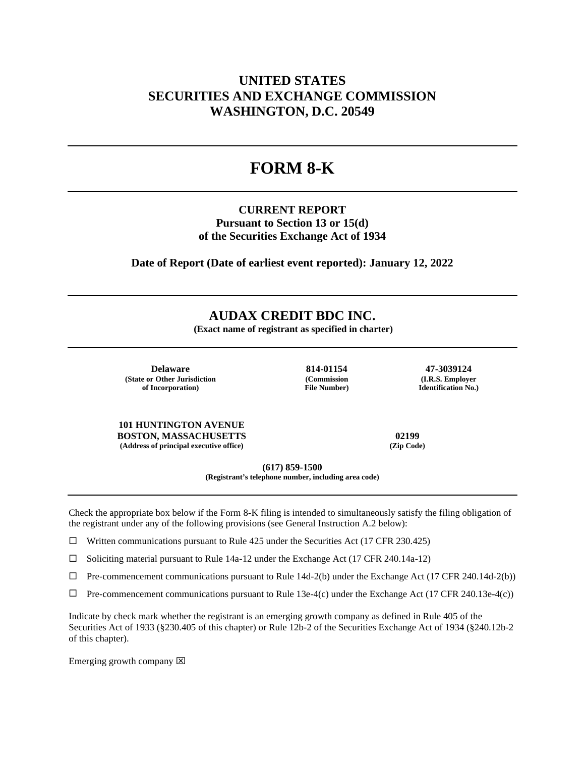# UNITED STATES
# SECURITIES AND EXCHANGE COMMISSION
# WASHINGTON, D.C. 20549

---

# FORM 8-K

---

**CURRENT REPORT**
**Pursuant to Section 13 or 15(d)**
**of the Securities Exchange Act of 1934**

**Date of Report (Date of earliest event reported): January 12, 2022**

---

## AUDAX CREDIT BDC INC.

**(Exact name of registrant as specified in charter)**

---

| **Delaware** | **814-01154** | **47-3039124** |
|---|---|---|
| **(State or Other Jurisdiction of Incorporation)** | **(Commission File Number)** | **(I.R.S. Employer Identification No.)** |

| **101 HUNTINGTON AVENUE BOSTON, MASSACHUSETTS** | **02199** |
|---|---|
| **(Address of principal executive office)** | **(Zip Code)** |

**(617) 859-1500**
**(Registrant's telephone number, including area code)**

---

Check the appropriate box below if the Form 8-K filing is intended to simultaneously satisfy the filing obligation of the registrant under any of the following provisions (see General Instruction A.2 below):

☐ Written communications pursuant to Rule 425 under the Securities Act (17 CFR 230.425)

☐ Soliciting material pursuant to Rule 14a-12 under the Exchange Act (17 CFR 240.14a-12)

☐ Pre-commencement communications pursuant to Rule 14d-2(b) under the Exchange Act (17 CFR 240.14d-2(b))

☐ Pre-commencement communications pursuant to Rule 13e-4(c) under the Exchange Act (17 CFR 240.13e-4(c))

Indicate by check mark whether the registrant is an emerging growth company as defined in Rule 405 of the Securities Act of 1933 (§230.405 of this chapter) or Rule 12b-2 of the Securities Exchange Act of 1934 (§240.12b-2 of this chapter).

Emerging growth company ☒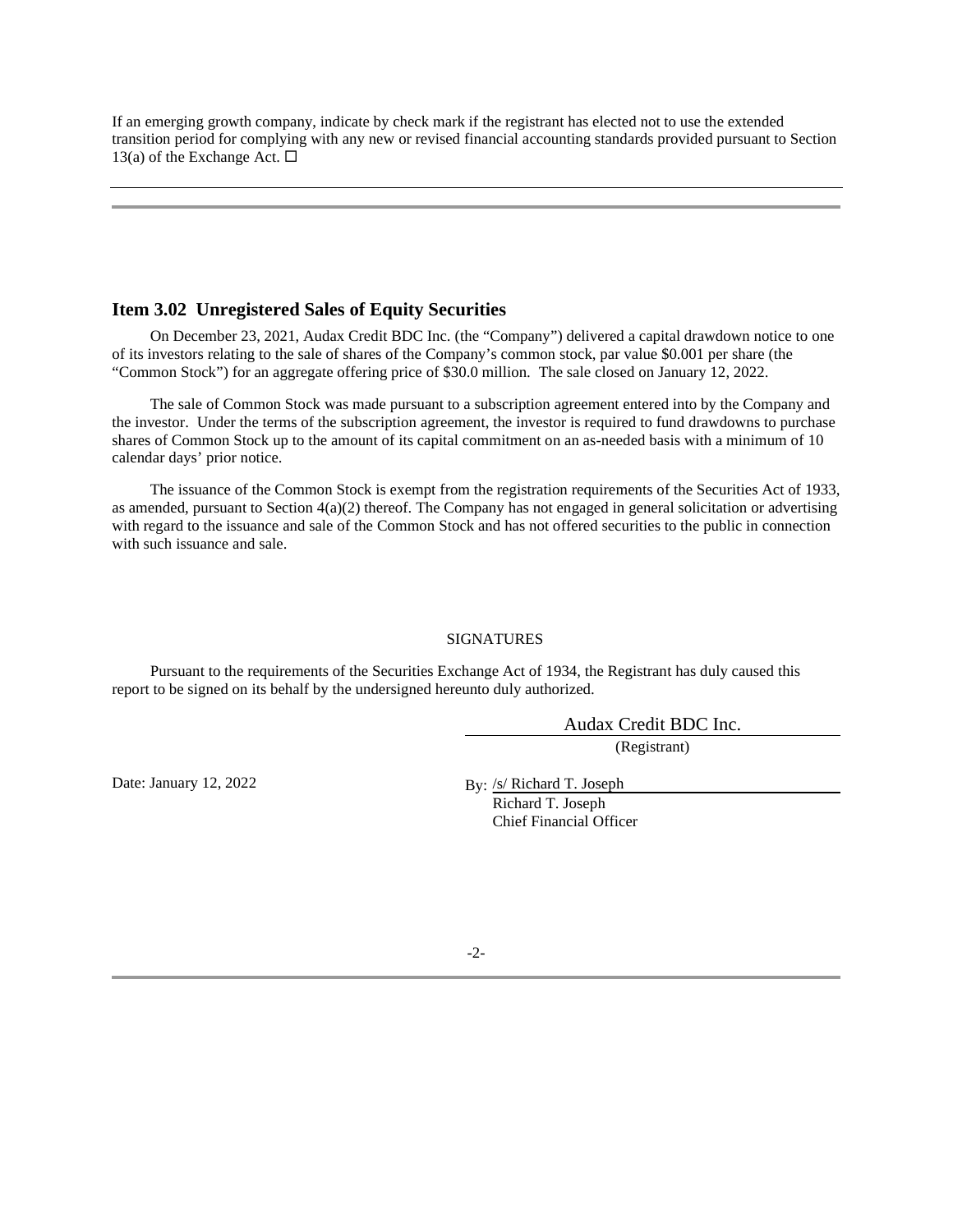If an emerging growth company, indicate by check mark if the registrant has elected not to use the extended transition period for complying with any new or revised financial accounting standards provided pursuant to Section 13(a) of the Exchange Act. ☐

---

## Item 3.02 Unregistered Sales of Equity Securities

On December 23, 2021, Audax Credit BDC Inc. (the "Company") delivered a capital drawdown notice to one of its investors relating to the sale of shares of the Company's common stock, par value $0.001 per share (the "Common Stock") for an aggregate offering price of $30.0 million. The sale closed on January 12, 2022.

The sale of Common Stock was made pursuant to a subscription agreement entered into by the Company and the investor. Under the terms of the subscription agreement, the investor is required to fund drawdowns to purchase shares of Common Stock up to the amount of its capital commitment on an as-needed basis with a minimum of 10 calendar days' prior notice.

The issuance of the Common Stock is exempt from the registration requirements of the Securities Act of 1933, as amended, pursuant to Section 4(a)(2) thereof. The Company has not engaged in general solicitation or advertising with regard to the issuance and sale of the Common Stock and has not offered securities to the public in connection with such issuance and sale.

SIGNATURES

Pursuant to the requirements of the Securities Exchange Act of 1934, the Registrant has duly caused this report to be signed on its behalf by the undersigned hereunto duly authorized.

Audax Credit BDC Inc.
(Registrant)

Date: January 12, 2022

By: /s/ Richard T. Joseph
Richard T. Joseph
Chief Financial Officer